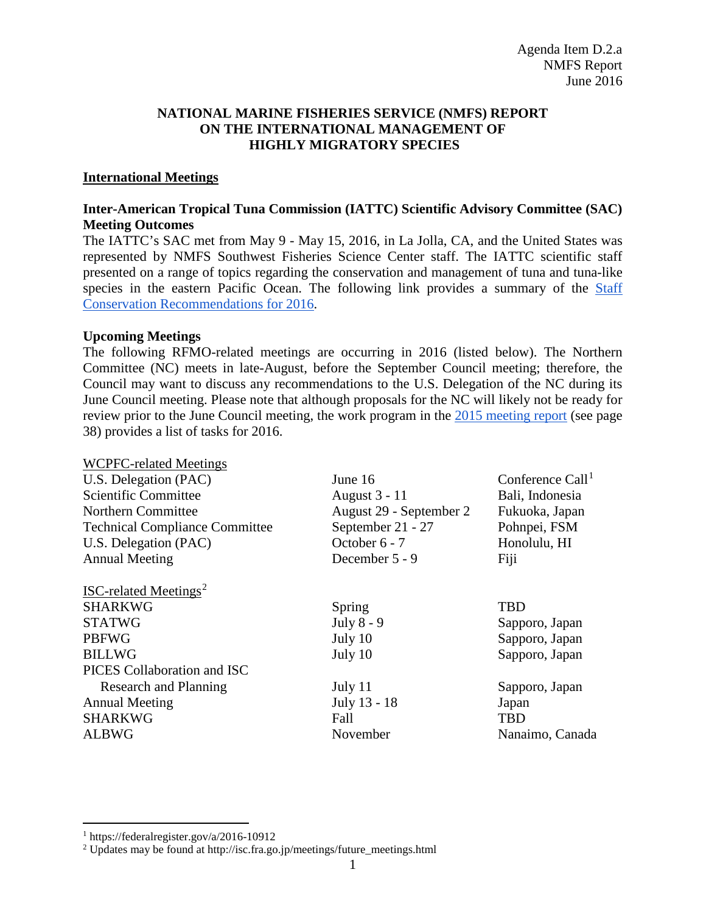Agenda Item D.2.a
NMFS Report
June 2016

# NATIONAL MARINE FISHERIES SERVICE (NMFS) REPORT ON THE INTERNATIONAL MANAGEMENT OF HIGHLY MIGRATORY SPECIES

## International Meetings

### Inter-American Tropical Tuna Commission (IATTC) Scientific Advisory Committee (SAC) Meeting Outcomes

The IATTC's SAC met from May 9 - May 15, 2016, in La Jolla, CA, and the United States was represented by NMFS Southwest Fisheries Science Center staff. The IATTC scientific staff presented on a range of topics regarding the conservation and management of tuna and tuna-like species in the eastern Pacific Ocean. The following link provides a summary of the Staff Conservation Recommendations for 2016.

### Upcoming Meetings

The following RFMO-related meetings are occurring in 2016 (listed below). The Northern Committee (NC) meets in late-August, before the September Council meeting; therefore, the Council may want to discuss any recommendations to the U.S. Delegation of the NC during its June Council meeting. Please note that although proposals for the NC will likely not be ready for review prior to the June Council meeting, the work program in the 2015 meeting report (see page 38) provides a list of tasks for 2016.

| WCPFC-related Meetings | | |
|---|---|---|
| U.S. Delegation (PAC) | June 16 | Conference Call[1] |
| Scientific Committee | August 3 - 11 | Bali, Indonesia |
| Northern Committee | August 29 - September 2 | Fukuoka, Japan |
| Technical Compliance Committee | September 21 - 27 | Pohnpei, FSM |
| U.S. Delegation (PAC) | October 6 - 7 | Honolulu, HI |
| Annual Meeting | December 5 - 9 | Fiji |

| ISC-related Meetings[2] | | |
|---|---|---|
| SHARKWG | Spring | TBD |
| STATWG | July 8 - 9 | Sapporo, Japan |
| PBFWG | July 10 | Sapporo, Japan |
| BILLWG | July 10 | Sapporo, Japan |
| PICES Collaboration and ISC Research and Planning | July 11 | Sapporo, Japan |
| Annual Meeting | July 13 - 18 | Japan |
| SHARKWG | Fall | TBD |
| ALBWG | November | Nanaimo, Canada |

[1] https://federalregister.gov/a/2016-10912

[2] Updates may be found at http://isc.fra.go.jp/meetings/future_meetings.html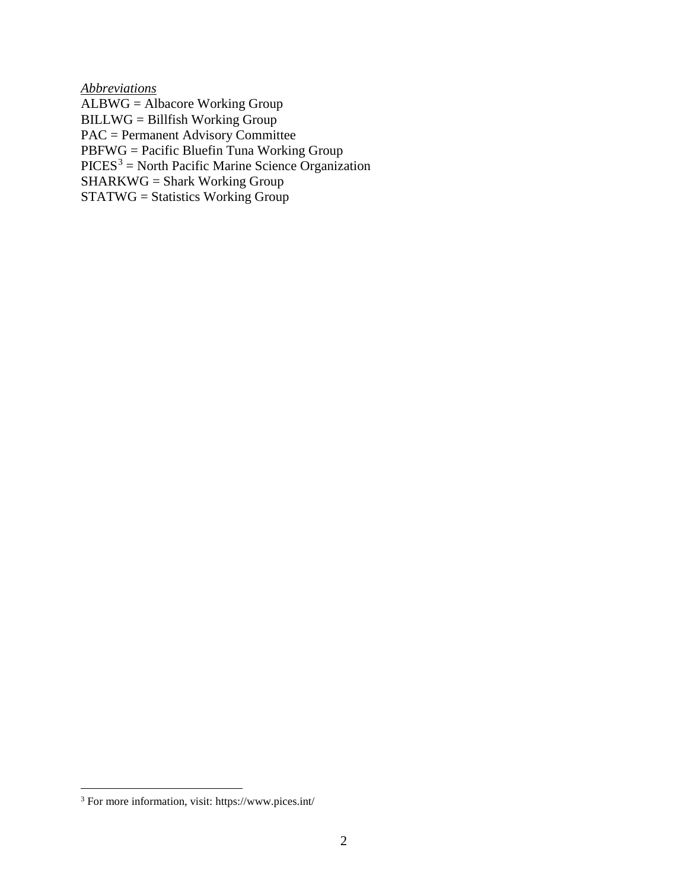*Abbreviations*

ALBWG = Albacore Working Group
BILLWG = Billfish Working Group
PAC = Permanent Advisory Committee
PBFWG = Pacific Bluefin Tuna Working Group
PICES[3] = North Pacific Marine Science Organization
SHARKWG = Shark Working Group
STATWG = Statistics Working Group

[3] For more information, visit: https://www.pices.int/